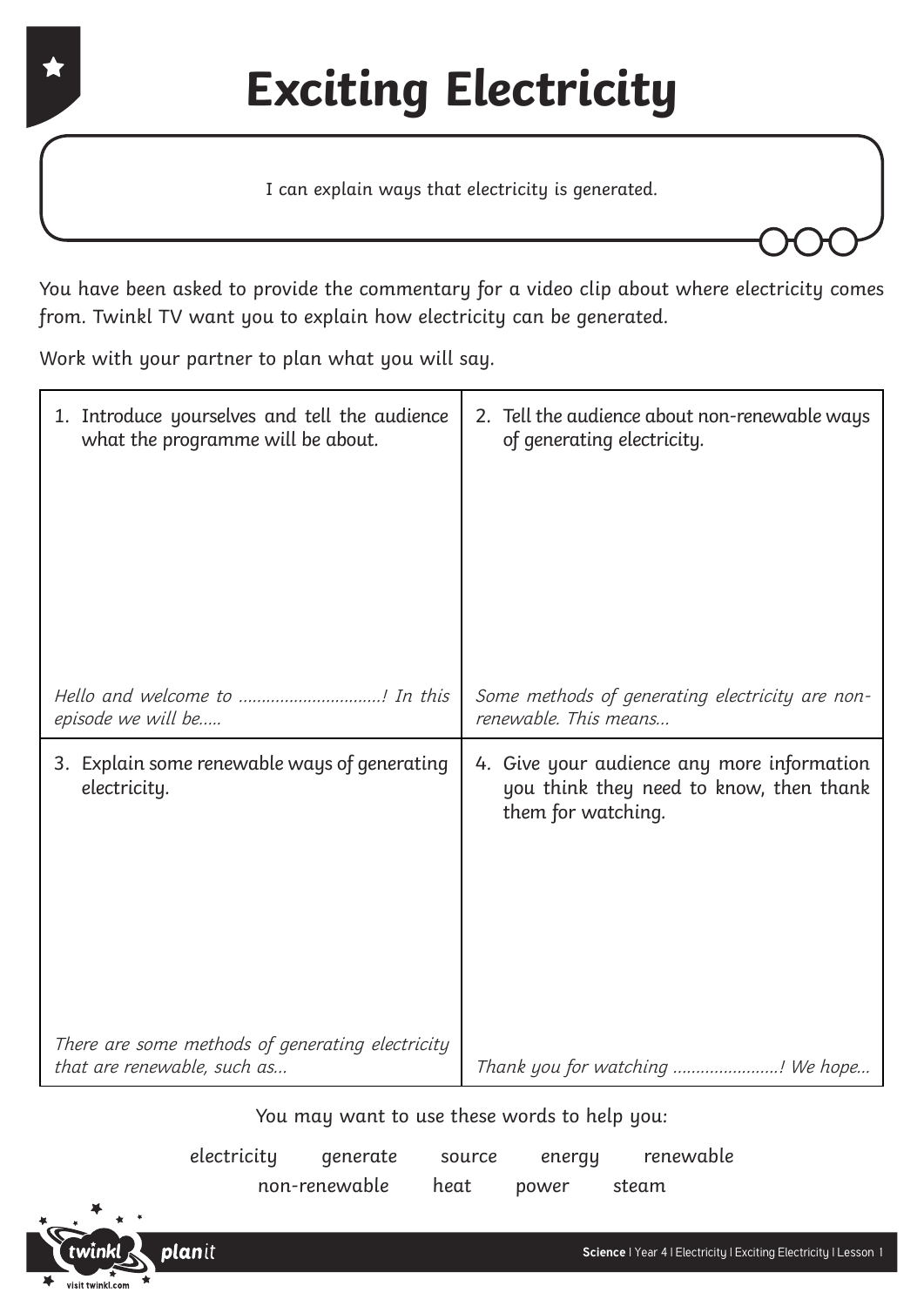# Exciting Electricity

I can explain ways that electricity is generated.

You have been asked to provide the commentary for a video clip about where electricity comes from. Twinkl TV want you to explain how electricity can be generated.

Work with your partner to plan what you will say.

| 1. Introduce yourselves and tell the audience what the programme will be about. | 2. Tell the audience about non-renewable ways of generating electricity. |
| --- | --- |
| *Hello and welcome to ...............................! In this episode we will be.....* | *Some methods of generating electricity are non-renewable. This means...* |
| **3. Explain some renewable ways of generating electricity.** | **4. Give your audience any more information you think they need to know, then thank them for watching.** |
| *There are some methods of generating electricity that are renewable, such as...* | *Thank you for watching .......................! We hope...* |

You may want to use these words to help you:

electricity generate source energy renewable
non-renewable heat power steam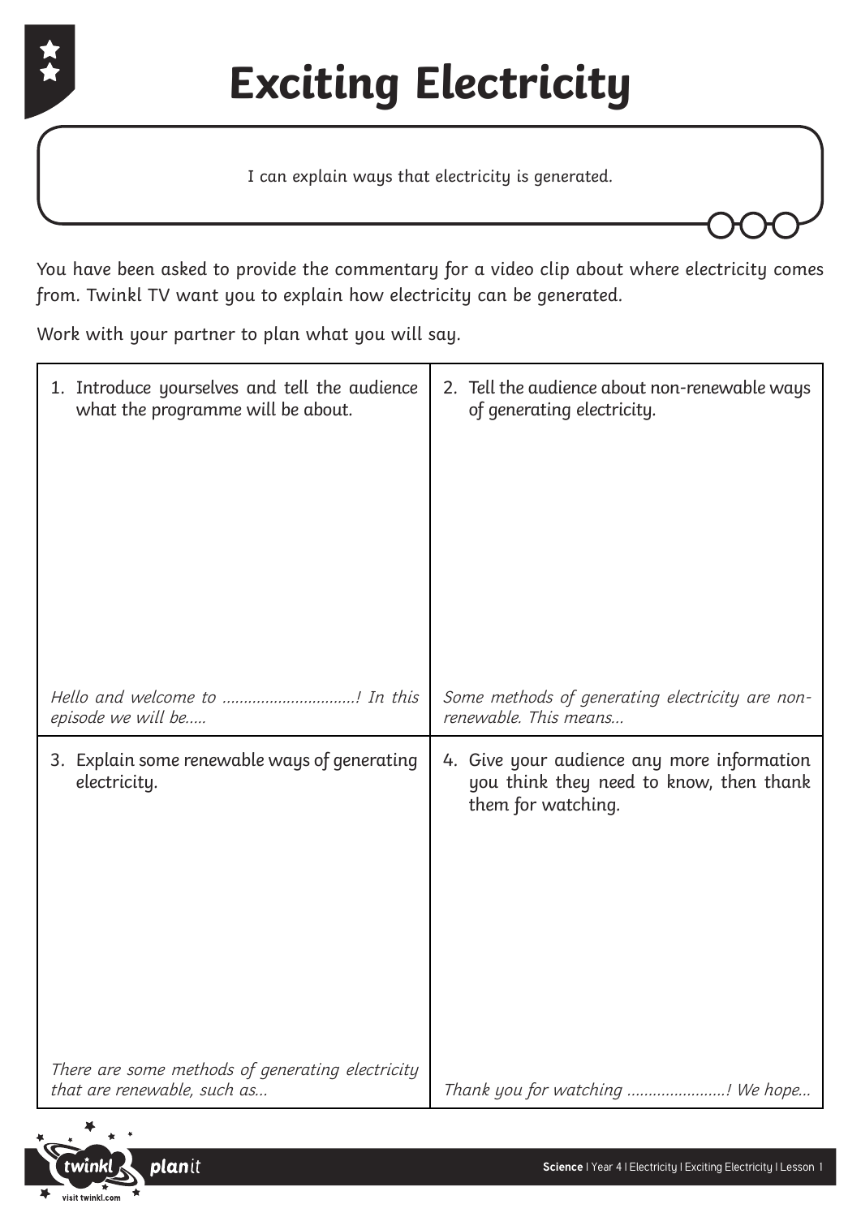# Exciting Electricity

I can explain ways that electricity is generated.

You have been asked to provide the commentary for a video clip about where electricity comes from. Twinkl TV want you to explain how electricity can be generated.

Work with your partner to plan what you will say.

| 1. Introduce yourselves and tell the audience what the programme will be about. | 2. Tell the audience about non-renewable ways of generating electricity. |
|---|---|
| *Hello and welcome to ...............................! In this episode we will be.....* | *Some methods of generating electricity are non-renewable. This means...* |
| **3. Explain some renewable ways of generating electricity.** | **4. Give your audience any more information you think they need to know, then thank them for watching.** |
| *There are some methods of generating electricity that are renewable, such as...* | *Thank you for watching .......................! We hope...* |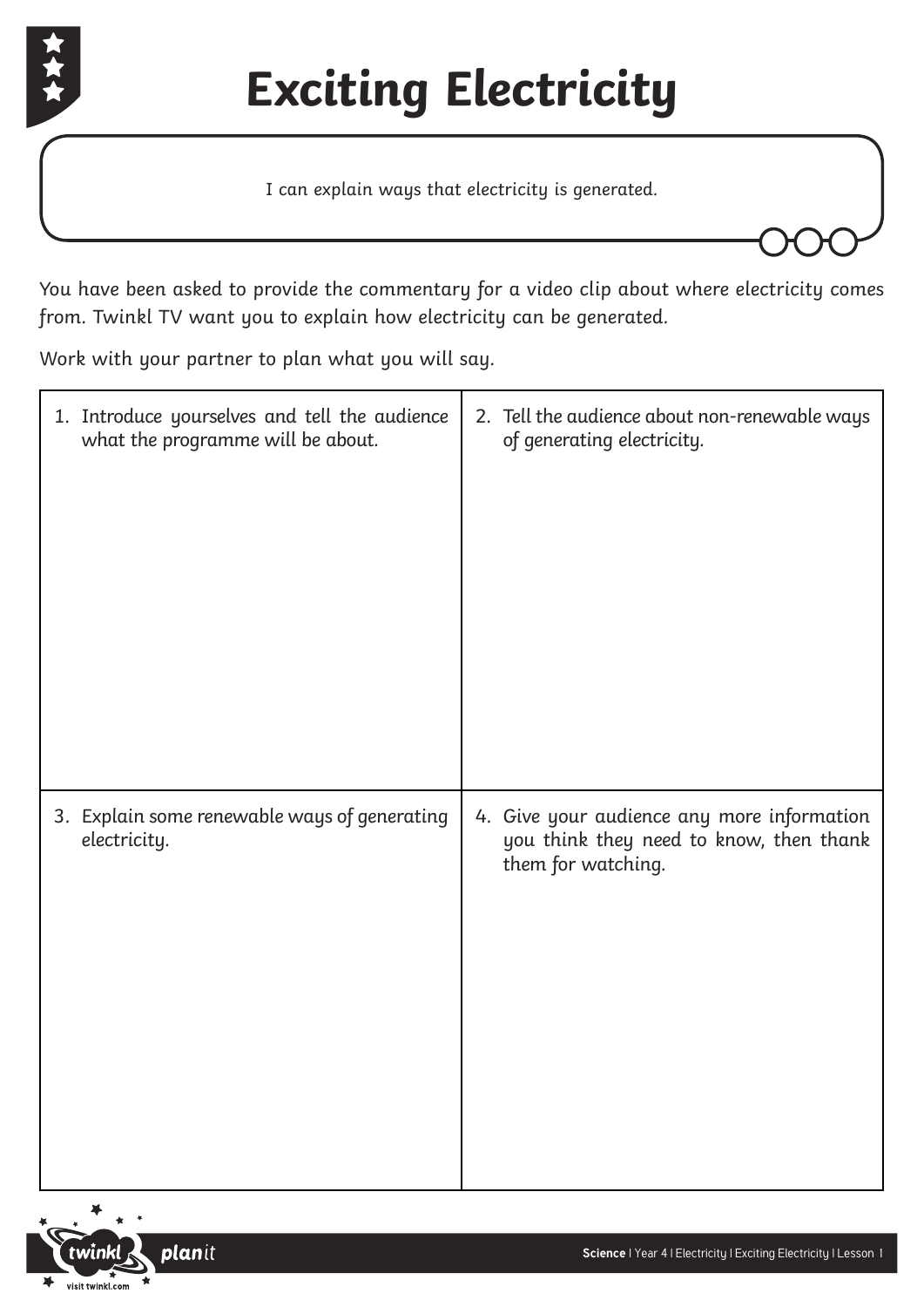# Exciting Electricity

I can explain ways that electricity is generated.

You have been asked to provide the commentary for a video clip about where electricity comes from. Twinkl TV want you to explain how electricity can be generated.

Work with your partner to plan what you will say.

| | |
|---|---|
| 1. Introduce yourselves and tell the audience what the programme will be about. | 2. Tell the audience about non-renewable ways of generating electricity. |
| 3. Explain some renewable ways of generating electricity. | 4. Give your audience any more information you think they need to know, then thank them for watching. |